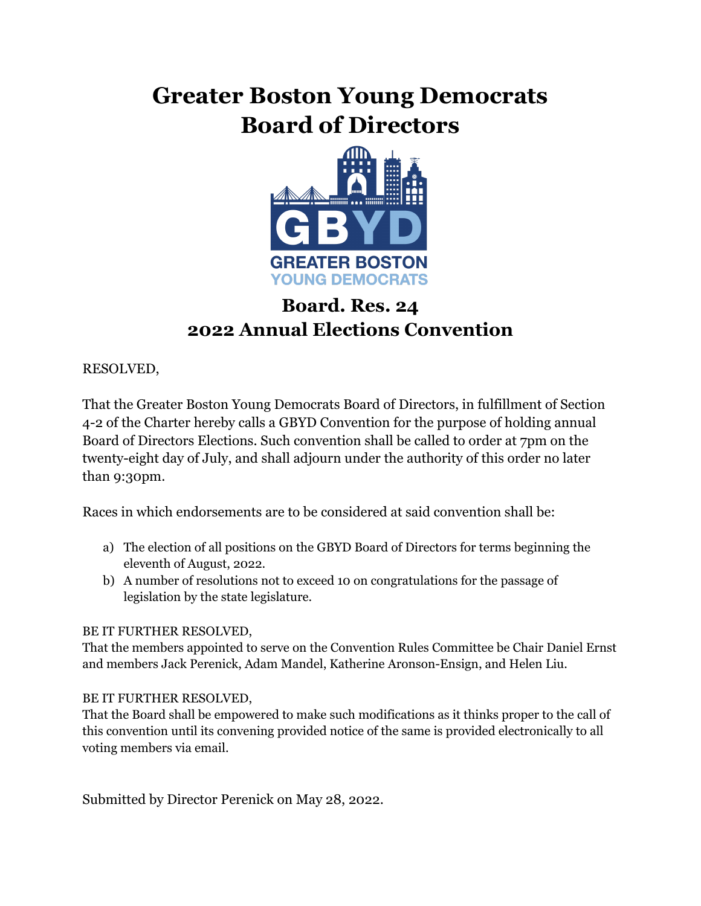# Greater Boston Young Democrats Board of Directors

GREATER BOSTON YOUNG DEMOCRATS

## Board. Res. 24
## 2022 Annual Elections Convention

RESOLVED,

That the Greater Boston Young Democrats Board of Directors, in fulfillment of Section 4-2 of the Charter hereby calls a GBYD Convention for the purpose of holding annual Board of Directors Elections. Such convention shall be called to order at 7pm on the twenty-eight day of July, and shall adjourn under the authority of this order no later than 9:30pm.

Races in which endorsements are to be considered at said convention shall be:

a) The election of all positions on the GBYD Board of Directors for terms beginning the eleventh of August, 2022.
b) A number of resolutions not to exceed 10 on congratulations for the passage of legislation by the state legislature.

BE IT FURTHER RESOLVED,
That the members appointed to serve on the Convention Rules Committee be Chair Daniel Ernst and members Jack Perenick, Adam Mandel, Katherine Aronson-Ensign, and Helen Liu.

BE IT FURTHER RESOLVED,
That the Board shall be empowered to make such modifications as it thinks proper to the call of this convention until its convening provided notice of the same is provided electronically to all voting members via email.

Submitted by Director Perenick on May 28, 2022.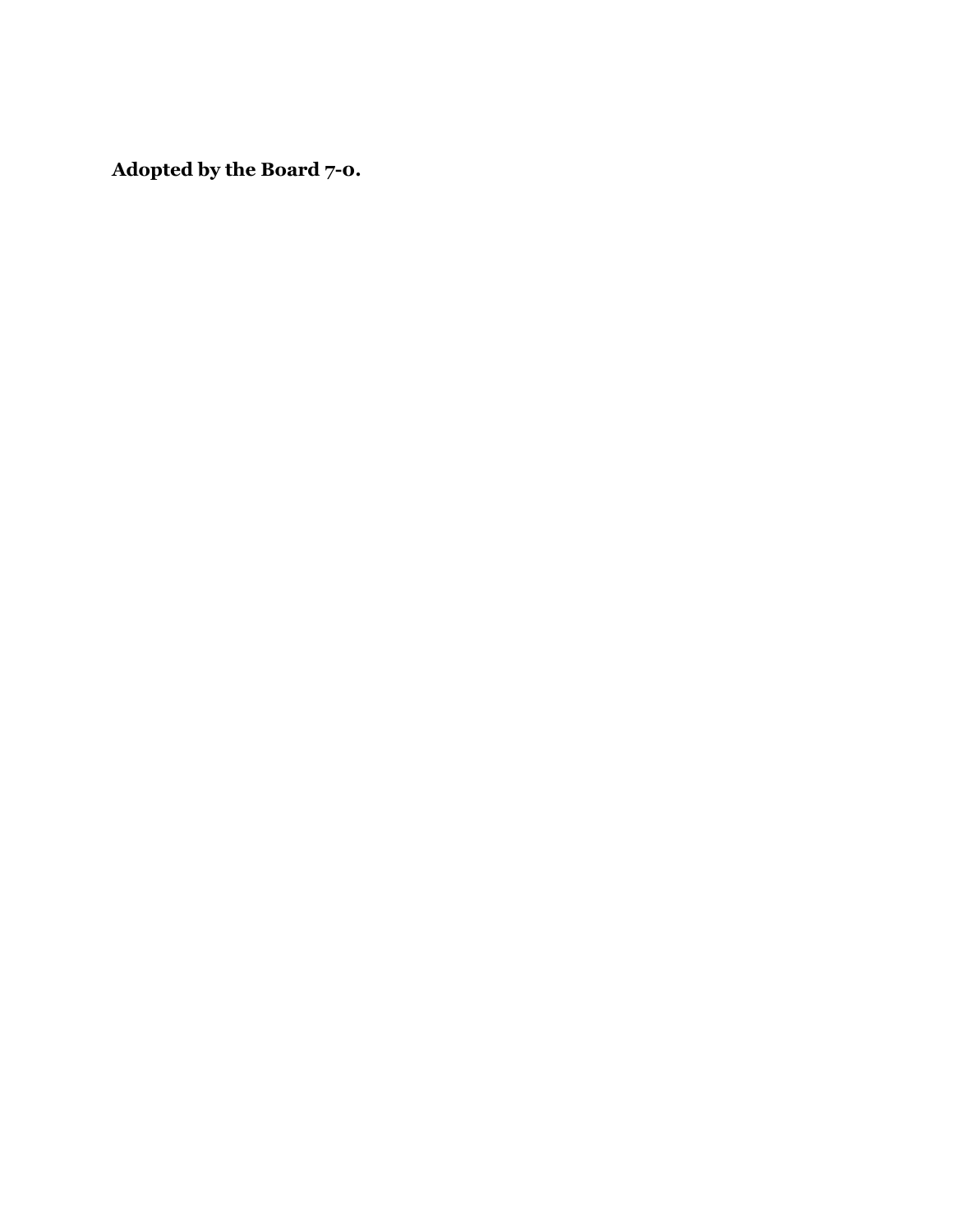**Adopted by the Board 7-0.**